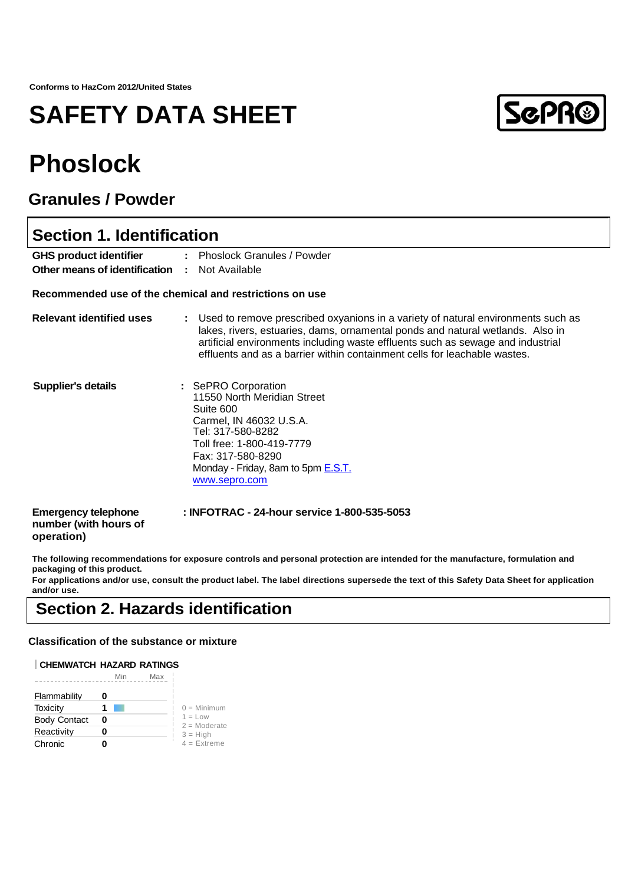Conforms to HazCom 2012/United States

# SAFETY DATA SHEET

# Phoslock

## Granules / Powder

## Section 1. Identification

**GHS product identifier** : Phoslock Granules / Powder

**Other means of identification** : Not Available

**Recommended use of the chemical and restrictions on use**

**Relevant identified uses** : Used to remove prescribed oxyanions in a variety of natural environments such as lakes, rivers, estuaries, dams, ornamental ponds and natural wetlands. Also in artificial environments including waste effluents such as sewage and industrial effluents and as a barrier within containment cells for leachable wastes.

**Supplier's details** : SePRO Corporation
11550 North Meridian Street
Suite 600
Carmel, IN 46032 U.S.A.
Tel: 317-580-8282
Toll free: 1-800-419-7779
Fax: 317-580-8290
Monday - Friday, 8am to 5pm E.S.T.
www.sepro.com

**Emergency telephone number (with hours of operation)** : **INFOTRAC - 24-hour service 1-800-535-5053**

**The following recommendations for exposure controls and personal protection are intended for the manufacture, formulation and packaging of this product.**
**For applications and/or use, consult the product label. The label directions supersede the text of this Safety Data Sheet for application and/or use.**

## Section 2. Hazards identification

**Classification of the substance or mixture**

**CHEMWATCH HAZARD RATINGS**

| | Min | Max |
|---|---|---|
| Flammability | 0 | |
| Toxicity | 1 | |
| Body Contact | 0 | |
| Reactivity | 0 | |
| Chronic | 0 | |

0 = Minimum
1 = Low
2 = Moderate
3 = High
4 = Extreme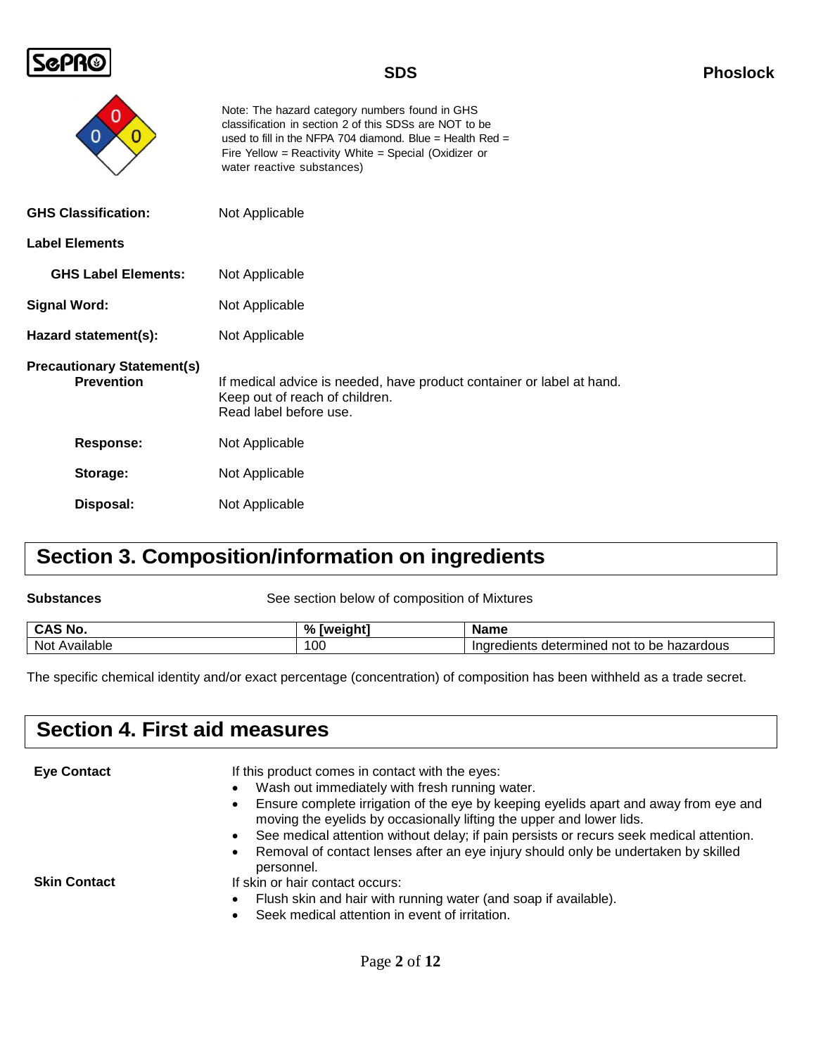Note: The hazard category numbers found in GHS classification in section 2 of this SDSs are NOT to be used to fill in the NFPA 704 diamond. Blue = Health Red = Fire Yellow = Reactivity White = Special (Oxidizer or water reactive substances)

**GHS Classification:** Not Applicable

**Label Elements**

**GHS Label Elements:** Not Applicable

**Signal Word:** Not Applicable

**Hazard statement(s):** Not Applicable

**Precautionary Statement(s)**

**Prevention**
If medical advice is needed, have product container or label at hand.
Keep out of reach of children.
Read label before use.

**Response:** Not Applicable

**Storage:** Not Applicable

**Disposal:** Not Applicable

## Section 3. Composition/information on ingredients

**Substances** See section below of composition of Mixtures

| CAS No. | % [weight] | Name |
|---|---|---|
| Not Available | 100 | Ingredients determined not to be hazardous |

The specific chemical identity and/or exact percentage (concentration) of composition has been withheld as a trade secret.

## Section 4. First aid measures

**Eye Contact**

If this product comes in contact with the eyes:

- Wash out immediately with fresh running water.
- Ensure complete irrigation of the eye by keeping eyelids apart and away from eye and moving the eyelids by occasionally lifting the upper and lower lids.
- See medical attention without delay; if pain persists or recurs seek medical attention.
- Removal of contact lenses after an eye injury should only be undertaken by skilled personnel.

**Skin Contact**

If skin or hair contact occurs:

- Flush skin and hair with running water (and soap if available).
- Seek medical attention in event of irritation.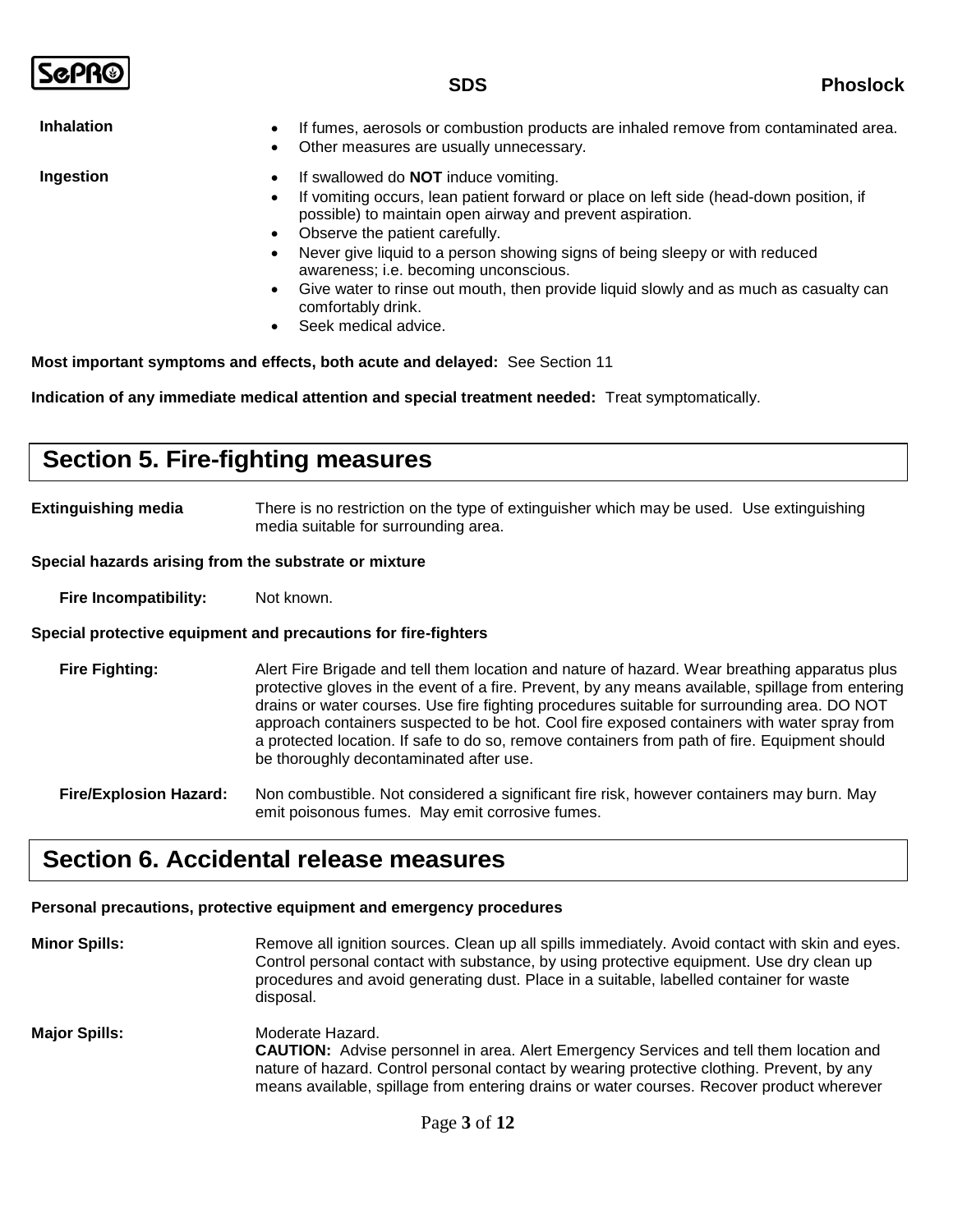**Inhalation**

- If fumes, aerosols or combustion products are inhaled remove from contaminated area.
- Other measures are usually unnecessary.

**Ingestion**

- If swallowed do **NOT** induce vomiting.
- If vomiting occurs, lean patient forward or place on left side (head-down position, if possible) to maintain open airway and prevent aspiration.
- Observe the patient carefully.
- Never give liquid to a person showing signs of being sleepy or with reduced awareness; i.e. becoming unconscious.
- Give water to rinse out mouth, then provide liquid slowly and as much as casualty can comfortably drink.
- Seek medical advice.

**Most important symptoms and effects, both acute and delayed:** See Section 11

**Indication of any immediate medical attention and special treatment needed:** Treat symptomatically.

## Section 5. Fire-fighting measures

**Extinguishing media** There is no restriction on the type of extinguisher which may be used. Use extinguishing media suitable for surrounding area.

**Special hazards arising from the substrate or mixture**

**Fire Incompatibility:** Not known.

**Special protective equipment and precautions for fire-fighters**

**Fire Fighting:** Alert Fire Brigade and tell them location and nature of hazard. Wear breathing apparatus plus protective gloves in the event of a fire. Prevent, by any means available, spillage from entering drains or water courses. Use fire fighting procedures suitable for surrounding area. DO NOT approach containers suspected to be hot. Cool fire exposed containers with water spray from a protected location. If safe to do so, remove containers from path of fire. Equipment should be thoroughly decontaminated after use.

**Fire/Explosion Hazard:** Non combustible. Not considered a significant fire risk, however containers may burn. May emit poisonous fumes. May emit corrosive fumes.

## Section 6. Accidental release measures

**Personal precautions, protective equipment and emergency procedures**

**Minor Spills:** Remove all ignition sources. Clean up all spills immediately. Avoid contact with skin and eyes. Control personal contact with substance, by using protective equipment. Use dry clean up procedures and avoid generating dust. Place in a suitable, labelled container for waste disposal.

**Major Spills:** Moderate Hazard.
**CAUTION:** Advise personnel in area. Alert Emergency Services and tell them location and nature of hazard. Control personal contact by wearing protective clothing. Prevent, by any means available, spillage from entering drains or water courses. Recover product wherever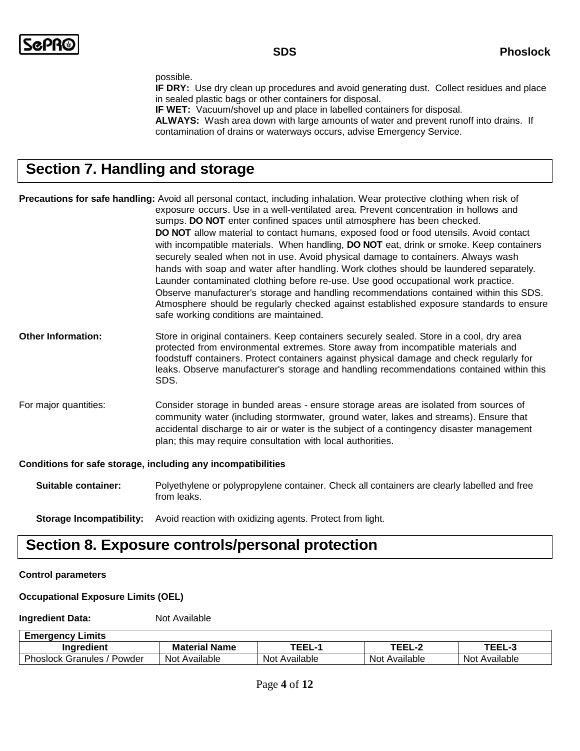possible.

**IF DRY:** Use dry clean up procedures and avoid generating dust. Collect residues and place in sealed plastic bags or other containers for disposal.

**IF WET:** Vacuum/shovel up and place in labelled containers for disposal.

**ALWAYS:** Wash area down with large amounts of water and prevent runoff into drains. If contamination of drains or waterways occurs, advise Emergency Service.

## Section 7. Handling and storage

**Precautions for safe handling:** Avoid all personal contact, including inhalation. Wear protective clothing when risk of exposure occurs. Use in a well-ventilated area. Prevent concentration in hollows and sumps. **DO NOT** enter confined spaces until atmosphere has been checked.
**DO NOT** allow material to contact humans, exposed food or food utensils. Avoid contact with incompatible materials. When handling, **DO NOT** eat, drink or smoke. Keep containers securely sealed when not in use. Avoid physical damage to containers. Always wash hands with soap and water after handling. Work clothes should be laundered separately. Launder contaminated clothing before re-use. Use good occupational work practice. Observe manufacturer's storage and handling recommendations contained within this SDS. Atmosphere should be regularly checked against established exposure standards to ensure safe working conditions are maintained.

**Other Information:** Store in original containers. Keep containers securely sealed. Store in a cool, dry area protected from environmental extremes. Store away from incompatible materials and foodstuff containers. Protect containers against physical damage and check regularly for leaks. Observe manufacturer's storage and handling recommendations contained within this SDS.

For major quantities: Consider storage in bunded areas - ensure storage areas are isolated from sources of community water (including stormwater, ground water, lakes and streams). Ensure that accidental discharge to air or water is the subject of a contingency disaster management plan; this may require consultation with local authorities.

**Conditions for safe storage, including any incompatibilities**

**Suitable container:** Polyethylene or polypropylene container. Check all containers are clearly labelled and free from leaks.

**Storage Incompatibility:** Avoid reaction with oxidizing agents. Protect from light.

## Section 8. Exposure controls/personal protection

**Control parameters**

**Occupational Exposure Limits (OEL)**

**Ingredient Data:** Not Available

| Emergency Limits | | | | |
|---|---|---|---|---|
| **Ingredient** | **Material Name** | **TEEL-1** | **TEEL-2** | **TEEL-3** |
| Phoslock Granules / Powder | Not Available | Not Available | Not Available | Not Available |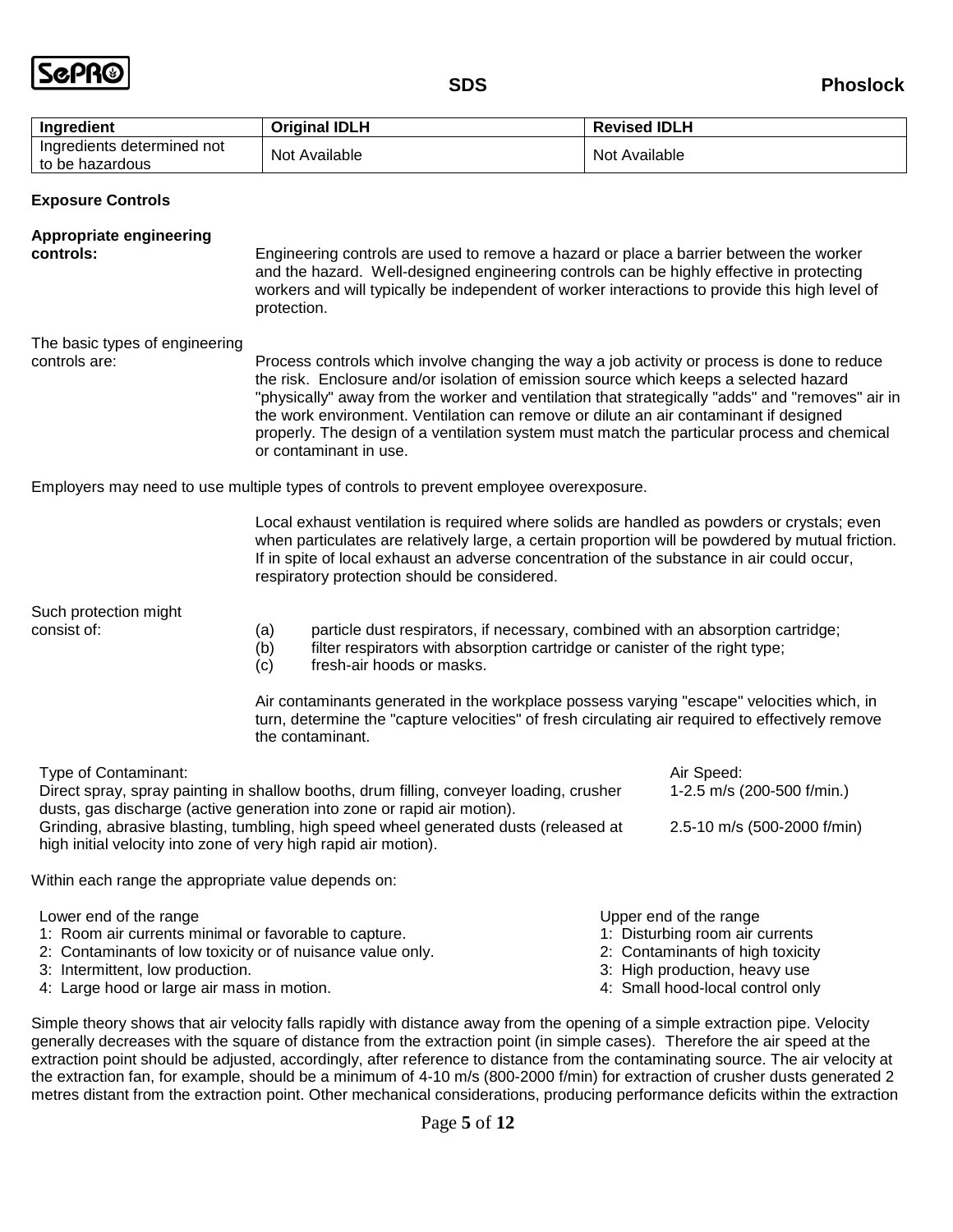| Ingredient | Original IDLH | Revised IDLH |
|---|---|---|
| Ingredients determined not to be hazardous | Not Available | Not Available |

**Exposure Controls**

**Appropriate engineering controls:** Engineering controls are used to remove a hazard or place a barrier between the worker and the hazard. Well-designed engineering controls can be highly effective in protecting workers and will typically be independent of worker interactions to provide this high level of protection.

The basic types of engineering controls are: Process controls which involve changing the way a job activity or process is done to reduce the risk. Enclosure and/or isolation of emission source which keeps a selected hazard "physically" away from the worker and ventilation that strategically "adds" and "removes" air in the work environment. Ventilation can remove or dilute an air contaminant if designed properly. The design of a ventilation system must match the particular process and chemical or contaminant in use.

Employers may need to use multiple types of controls to prevent employee overexposure.

Local exhaust ventilation is required where solids are handled as powders or crystals; even when particulates are relatively large, a certain proportion will be powdered by mutual friction. If in spite of local exhaust an adverse concentration of the substance in air could occur, respiratory protection should be considered.

Such protection might consist of:

(a) particle dust respirators, if necessary, combined with an absorption cartridge;
(b) filter respirators with absorption cartridge or canister of the right type;
(c) fresh-air hoods or masks.

Air contaminants generated in the workplace possess varying "escape" velocities which, in turn, determine the "capture velocities" of fresh circulating air required to effectively remove the contaminant.

| Type of Contaminant: | Air Speed: |
|---|---|
| Direct spray, spray painting in shallow booths, drum filling, conveyer loading, crusher dusts, gas discharge (active generation into zone or rapid air motion). | 1-2.5 m/s (200-500 f/min.) |
| Grinding, abrasive blasting, tumbling, high speed wheel generated dusts (released at high initial velocity into zone of very high rapid air motion). | 2.5-10 m/s (500-2000 f/min) |

Within each range the appropriate value depends on:

| Lower end of the range | Upper end of the range |
|---|---|
| 1: Room air currents minimal or favorable to capture. | 1: Disturbing room air currents |
| 2: Contaminants of low toxicity or of nuisance value only. | 2: Contaminants of high toxicity |
| 3: Intermittent, low production. | 3: High production, heavy use |
| 4: Large hood or large air mass in motion. | 4: Small hood-local control only |

Simple theory shows that air velocity falls rapidly with distance away from the opening of a simple extraction pipe. Velocity generally decreases with the square of distance from the extraction point (in simple cases). Therefore the air speed at the extraction point should be adjusted, accordingly, after reference to distance from the contaminating source. The air velocity at the extraction fan, for example, should be a minimum of 4-10 m/s (800-2000 f/min) for extraction of crusher dusts generated 2 metres distant from the extraction point. Other mechanical considerations, producing performance deficits within the extraction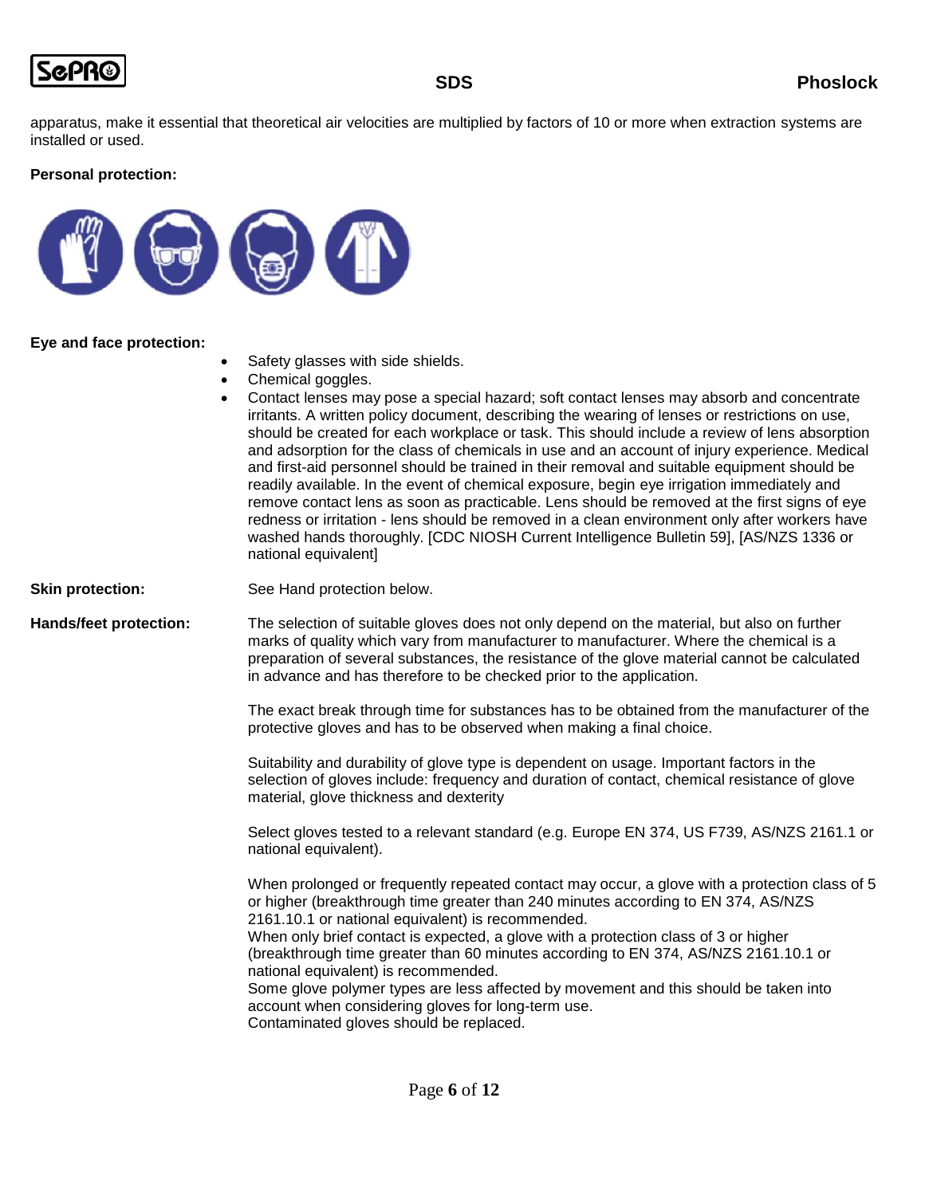apparatus, make it essential that theoretical air velocities are multiplied by factors of 10 or more when extraction systems are installed or used.

**Personal protection:**

**Eye and face protection:**

- Safety glasses with side shields.
- Chemical goggles.
- Contact lenses may pose a special hazard; soft contact lenses may absorb and concentrate irritants. A written policy document, describing the wearing of lenses or restrictions on use, should be created for each workplace or task. This should include a review of lens absorption and adsorption for the class of chemicals in use and an account of injury experience. Medical and first-aid personnel should be trained in their removal and suitable equipment should be readily available. In the event of chemical exposure, begin eye irrigation immediately and remove contact lens as soon as practicable. Lens should be removed at the first signs of eye redness or irritation - lens should be removed in a clean environment only after workers have washed hands thoroughly. [CDC NIOSH Current Intelligence Bulletin 59], [AS/NZS 1336 or national equivalent]

**Skin protection:** See Hand protection below.

**Hands/feet protection:** The selection of suitable gloves does not only depend on the material, but also on further marks of quality which vary from manufacturer to manufacturer. Where the chemical is a preparation of several substances, the resistance of the glove material cannot be calculated in advance and has therefore to be checked prior to the application.

The exact break through time for substances has to be obtained from the manufacturer of the protective gloves and has to be observed when making a final choice.

Suitability and durability of glove type is dependent on usage. Important factors in the selection of gloves include: frequency and duration of contact, chemical resistance of glove material, glove thickness and dexterity

Select gloves tested to a relevant standard (e.g. Europe EN 374, US F739, AS/NZS 2161.1 or national equivalent).

When prolonged or frequently repeated contact may occur, a glove with a protection class of 5 or higher (breakthrough time greater than 240 minutes according to EN 374, AS/NZS 2161.10.1 or national equivalent) is recommended.
When only brief contact is expected, a glove with a protection class of 3 or higher (breakthrough time greater than 60 minutes according to EN 374, AS/NZS 2161.10.1 or national equivalent) is recommended.
Some glove polymer types are less affected by movement and this should be taken into account when considering gloves for long-term use.
Contaminated gloves should be replaced.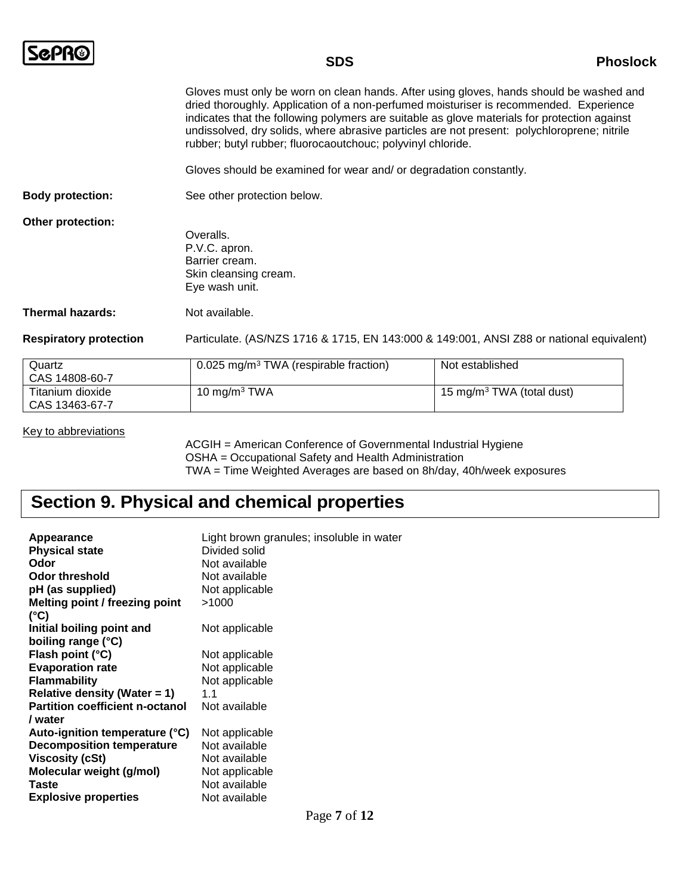Gloves must only be worn on clean hands. After using gloves, hands should be washed and dried thoroughly. Application of a non-perfumed moisturiser is recommended. Experience indicates that the following polymers are suitable as glove materials for protection against undissolved, dry solids, where abrasive particles are not present: polychloroprene; nitrile rubber; butyl rubber; fluorocaoutchouc; polyvinyl chloride.

Gloves should be examined for wear and/ or degradation constantly.

**Body protection:** See other protection below.

**Other protection:**

Overalls.
P.V.C. apron.
Barrier cream.
Skin cleansing cream.
Eye wash unit.

**Thermal hazards:** Not available.

**Respiratory protection** Particulate. (AS/NZS 1716 & 1715, EN 143:000 & 149:001, ANSI Z88 or national equivalent)

| | | |
|---|---|---|
| Quartz<br>CAS 14808-60-7 | 0.025 mg/m$^3$ TWA (respirable fraction) | Not established |
| Titanium dioxide<br>CAS 13463-67-7 | 10 mg/m$^3$ TWA | 15 mg/m$^3$ TWA (total dust) |

Key to abbreviations

ACGIH = American Conference of Governmental Industrial Hygiene
OSHA = Occupational Safety and Health Administration
TWA = Time Weighted Averages are based on 8h/day, 40h/week exposures

## Section 9. Physical and chemical properties

| | |
|---|---|
| **Appearance** | Light brown granules; insoluble in water |
| **Physical state** | Divided solid |
| **Odor** | Not available |
| **Odor threshold** | Not available |
| **pH (as supplied)** | Not applicable |
| **Melting point / freezing point (°C)** | >1000 |
| **Initial boiling point and boiling range (°C)** | Not applicable |
| **Flash point (°C)** | Not applicable |
| **Evaporation rate** | Not applicable |
| **Flammability** | Not applicable |
| **Relative density (Water = 1)** | 1.1 |
| **Partition coefficient n-octanol / water** | Not available |
| **Auto-ignition temperature (°C)** | Not applicable |
| **Decomposition temperature** | Not available |
| **Viscosity (cSt)** | Not available |
| **Molecular weight (g/mol)** | Not applicable |
| **Taste** | Not available |
| **Explosive properties** | Not available |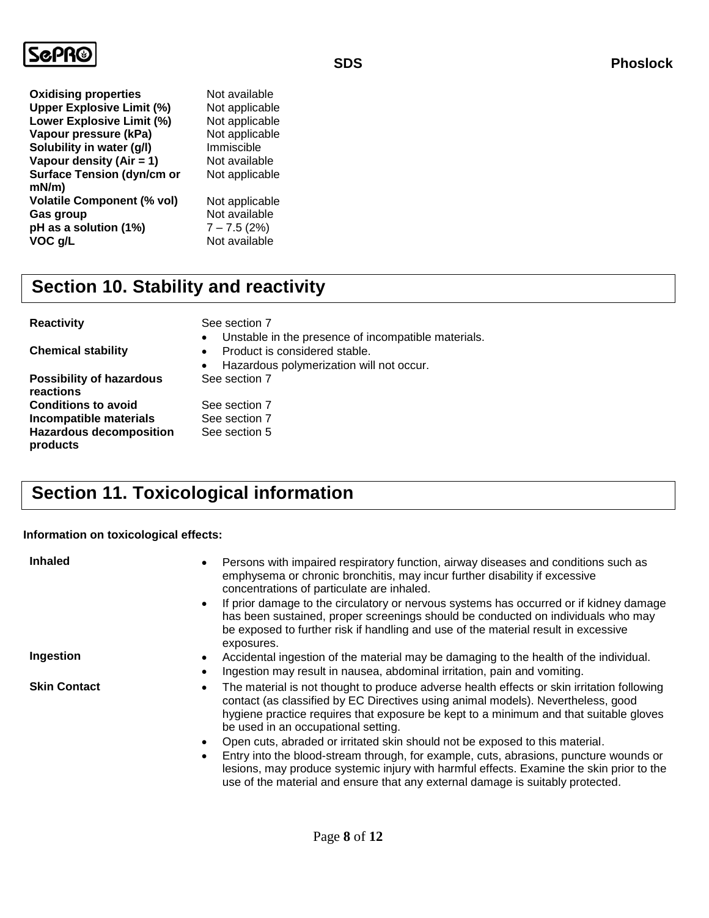| | |
|---|---|
| **Oxidising properties** | Not available |
| **Upper Explosive Limit (%)** | Not applicable |
| **Lower Explosive Limit (%)** | Not applicable |
| **Vapour pressure (kPa)** | Not applicable |
| **Solubility in water (g/l)** | Immiscible |
| **Vapour density (Air = 1)** | Not available |
| **Surface Tension (dyn/cm or mN/m)** | Not applicable |
| **Volatile Component (% vol)** | Not applicable |
| **Gas group** | Not available |
| **pH as a solution (1%)** | 7 – 7.5 (2%) |
| **VOC g/L** | Not available |

## Section 10. Stability and reactivity

**Reactivity**
See section 7
- Unstable in the presence of incompatible materials.

**Chemical stability**
- Product is considered stable.
- Hazardous polymerization will not occur.

**Possibility of hazardous reactions**
See section 7

**Conditions to avoid**
See section 7

**Incompatible materials**
See section 7

**Hazardous decomposition products**
See section 5

## Section 11. Toxicological information

**Information on toxicological effects:**

**Inhaled**
- Persons with impaired respiratory function, airway diseases and conditions such as emphysema or chronic bronchitis, may incur further disability if excessive concentrations of particulate are inhaled.
- If prior damage to the circulatory or nervous systems has occurred or if kidney damage has been sustained, proper screenings should be conducted on individuals who may be exposed to further risk if handling and use of the material result in excessive exposures.

**Ingestion**
- Accidental ingestion of the material may be damaging to the health of the individual.
- Ingestion may result in nausea, abdominal irritation, pain and vomiting.

**Skin Contact**
- The material is not thought to produce adverse health effects or skin irritation following contact (as classified by EC Directives using animal models). Nevertheless, good hygiene practice requires that exposure be kept to a minimum and that suitable gloves be used in an occupational setting.
- Open cuts, abraded or irritated skin should not be exposed to this material.
- Entry into the blood-stream through, for example, cuts, abrasions, puncture wounds or lesions, may produce systemic injury with harmful effects. Examine the skin prior to the use of the material and ensure that any external damage is suitably protected.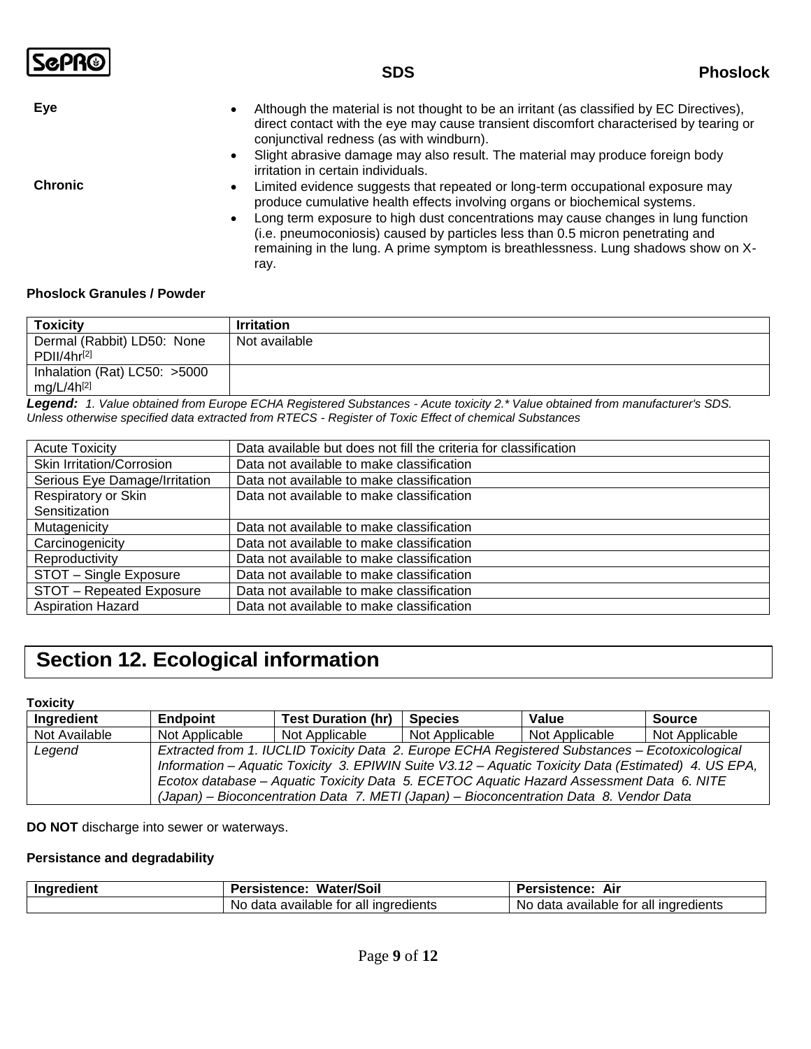**Eye**

- Although the material is not thought to be an irritant (as classified by EC Directives), direct contact with the eye may cause transient discomfort characterised by tearing or conjunctival redness (as with windburn).
- Slight abrasive damage may also result. The material may produce foreign body irritation in certain individuals.

**Chronic**

- Limited evidence suggests that repeated or long-term occupational exposure may produce cumulative health effects involving organs or biochemical systems.
- Long term exposure to high dust concentrations may cause changes in lung function (i.e. pneumoconiosis) caused by particles less than 0.5 micron penetrating and remaining in the lung. A prime symptom is breathlessness. Lung shadows show on X-ray.

**Phoslock Granules / Powder**

| Toxicity | Irritation |
|---|---|
| Dermal (Rabbit) LD50: None PDII/4hr[2] | Not available |
| Inhalation (Rat) LC50: >5000 mg/L/4h[2] | |

***Legend:*** *1. Value obtained from Europe ECHA Registered Substances - Acute toxicity 2.* Value obtained from manufacturer's SDS. Unless otherwise specified data extracted from RTECS - Register of Toxic Effect of chemical Substances*

| | |
|---|---|
| Acute Toxicity | Data available but does not fill the criteria for classification |
| Skin Irritation/Corrosion | Data not available to make classification |
| Serious Eye Damage/Irritation | Data not available to make classification |
| Respiratory or Skin Sensitization | Data not available to make classification |
| Mutagenicity | Data not available to make classification |
| Carcinogenicity | Data not available to make classification |
| Reproductivity | Data not available to make classification |
| STOT – Single Exposure | Data not available to make classification |
| STOT – Repeated Exposure | Data not available to make classification |
| Aspiration Hazard | Data not available to make classification |

# Section 12. Ecological information

**Toxicity**

| Ingredient | Endpoint | Test Duration (hr) | Species | Value | Source |
|---|---|---|---|---|---|
| Not Available | Not Applicable | Not Applicable | Not Applicable | Not Applicable | Not Applicable |
| *Legend* | *Extracted from 1. IUCLID Toxicity Data 2. Europe ECHA Registered Substances – Ecotoxicological Information – Aquatic Toxicity 3. EPIWIN Suite V3.12 – Aquatic Toxicity Data (Estimated) 4. US EPA, Ecotox database – Aquatic Toxicity Data 5. ECETOC Aquatic Hazard Assessment Data 6. NITE (Japan) – Bioconcentration Data 7. METI (Japan) – Bioconcentration Data 8. Vendor Data* | | | | |

**DO NOT** discharge into sewer or waterways.

**Persistance and degradability**

| Ingredient | Persistence: Water/Soil | Persistence: Air |
|---|---|---|
| | No data available for all ingredients | No data available for all ingredients |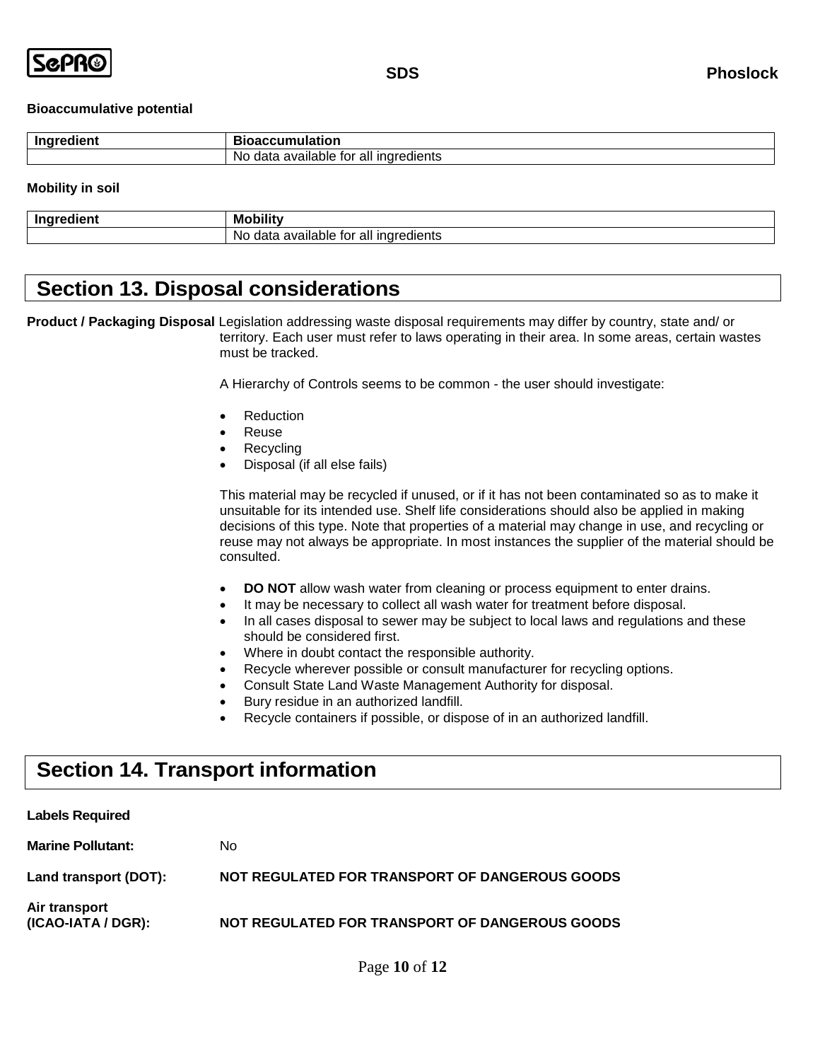**Bioaccumulative potential**

| Ingredient | Bioaccumulation |
|---|---|
| | No data available for all ingredients |

**Mobility in soil**

| Ingredient | Mobility |
|---|---|
| | No data available for all ingredients |

## Section 13. Disposal considerations

**Product / Packaging Disposal** Legislation addressing waste disposal requirements may differ by country, state and/ or territory. Each user must refer to laws operating in their area. In some areas, certain wastes must be tracked.

A Hierarchy of Controls seems to be common - the user should investigate:

- Reduction
- Reuse
- Recycling
- Disposal (if all else fails)

This material may be recycled if unused, or if it has not been contaminated so as to make it unsuitable for its intended use. Shelf life considerations should also be applied in making decisions of this type. Note that properties of a material may change in use, and recycling or reuse may not always be appropriate. In most instances the supplier of the material should be consulted.

- **DO NOT** allow wash water from cleaning or process equipment to enter drains.
- It may be necessary to collect all wash water for treatment before disposal.
- In all cases disposal to sewer may be subject to local laws and regulations and these should be considered first.
- Where in doubt contact the responsible authority.
- Recycle wherever possible or consult manufacturer for recycling options.
- Consult State Land Waste Management Authority for disposal.
- Bury residue in an authorized landfill.
- Recycle containers if possible, or dispose of in an authorized landfill.

## Section 14. Transport information

**Labels Required**

**Marine Pollutant:** No

**Land transport (DOT):** **NOT REGULATED FOR TRANSPORT OF DANGEROUS GOODS**

**Air transport (ICAO-IATA / DGR):** **NOT REGULATED FOR TRANSPORT OF DANGEROUS GOODS**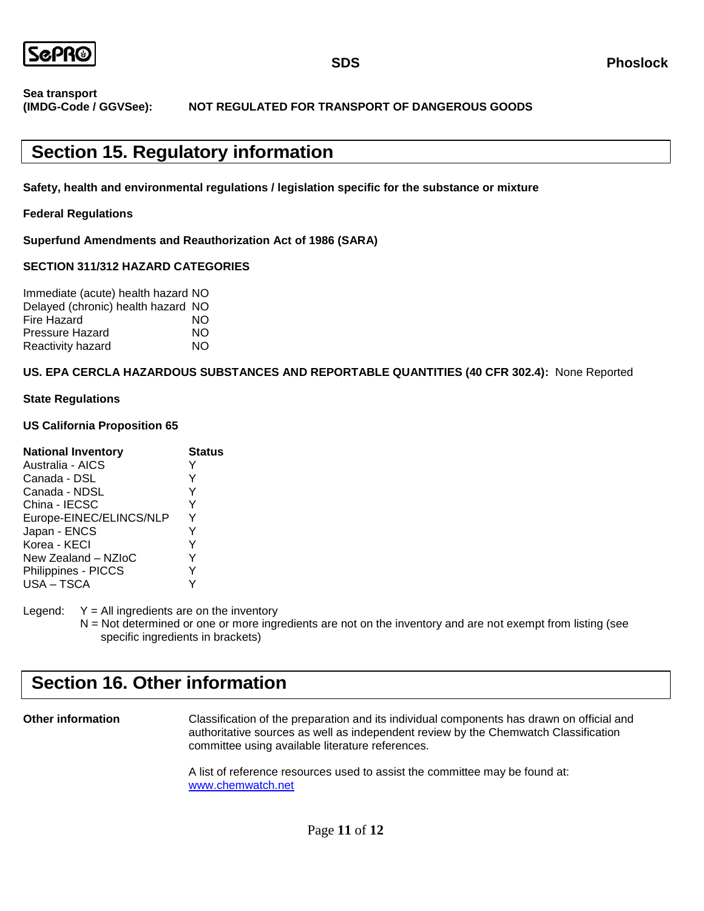**Sea transport (IMDG-Code / GGVSee):** NOT REGULATED FOR TRANSPORT OF DANGEROUS GOODS

## Section 15. Regulatory information

**Safety, health and environmental regulations / legislation specific for the substance or mixture**

**Federal Regulations**

**Superfund Amendments and Reauthorization Act of 1986 (SARA)**

**SECTION 311/312 HAZARD CATEGORIES**

| | |
|---|---|
| Immediate (acute) health hazard | NO |
| Delayed (chronic) health hazard | NO |
| Fire Hazard | NO |
| Pressure Hazard | NO |
| Reactivity hazard | NO |

**US. EPA CERCLA HAZARDOUS SUBSTANCES AND REPORTABLE QUANTITIES (40 CFR 302.4):** None Reported

**State Regulations**

**US California Proposition 65**

| National Inventory | Status |
|---|---|
| Australia - AICS | Y |
| Canada - DSL | Y |
| Canada - NDSL | Y |
| China - IECSC | Y |
| Europe-EINEC/ELINCS/NLP | Y |
| Japan - ENCS | Y |
| Korea - KECI | Y |
| New Zealand – NZIoC | Y |
| Philippines - PICCS | Y |
| USA – TSCA | Y |

Legend: Y = All ingredients are on the inventory
N = Not determined or one or more ingredients are not on the inventory and are not exempt from listing (see specific ingredients in brackets)

## Section 16. Other information

**Other information**

Classification of the preparation and its individual components has drawn on official and authoritative sources as well as independent review by the Chemwatch Classification committee using available literature references.

A list of reference resources used to assist the committee may be found at: www.chemwatch.net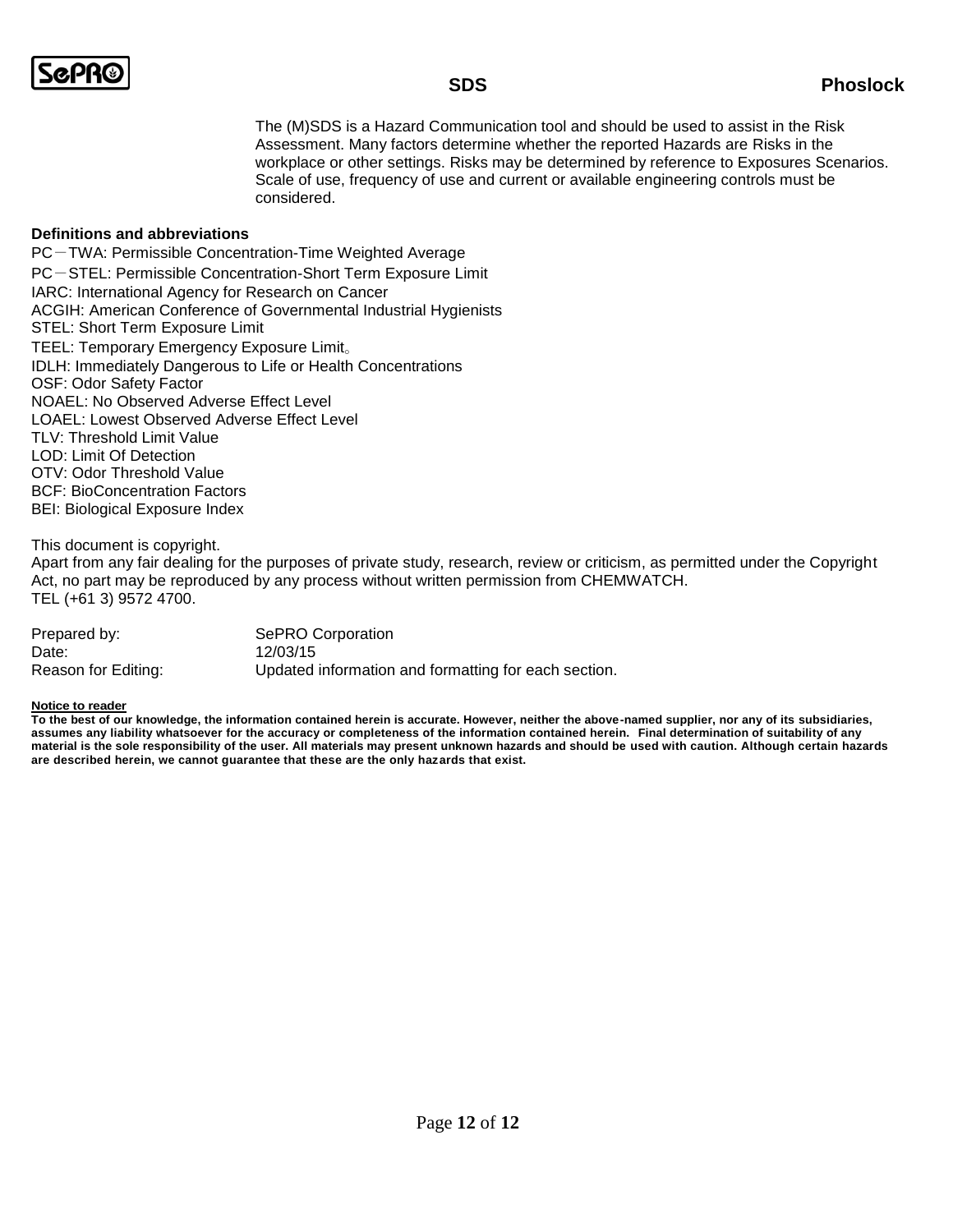The (M)SDS is a Hazard Communication tool and should be used to assist in the Risk Assessment. Many factors determine whether the reported Hazards are Risks in the workplace or other settings. Risks may be determined by reference to Exposures Scenarios. Scale of use, frequency of use and current or available engineering controls must be considered.

**Definitions and abbreviations**

PC－TWA: Permissible Concentration-Time Weighted Average
PC－STEL: Permissible Concentration-Short Term Exposure Limit
IARC: International Agency for Research on Cancer
ACGIH: American Conference of Governmental Industrial Hygienists
STEL: Short Term Exposure Limit
TEEL: Temporary Emergency Exposure Limit。
IDLH: Immediately Dangerous to Life or Health Concentrations
OSF: Odor Safety Factor
NOAEL: No Observed Adverse Effect Level
LOAEL: Lowest Observed Adverse Effect Level
TLV: Threshold Limit Value
LOD: Limit Of Detection
OTV: Odor Threshold Value
BCF: BioConcentration Factors
BEI: Biological Exposure Index

This document is copyright.
Apart from any fair dealing for the purposes of private study, research, review or criticism, as permitted under the Copyright Act, no part may be reproduced by any process without written permission from CHEMWATCH.
TEL (+61 3) 9572 4700.

| | |
|---|---|
| Prepared by: | SePRO Corporation |
| Date: | 12/03/15 |
| Reason for Editing: | Updated information and formatting for each section. |

**Notice to reader**

**To the best of our knowledge, the information contained herein is accurate. However, neither the above-named supplier, nor any of its subsidiaries, assumes any liability whatsoever for the accuracy or completeness of the information contained herein. Final determination of suitability of any material is the sole responsibility of the user. All materials may present unknown hazards and should be used with caution. Although certain hazards are described herein, we cannot guarantee that these are the only hazards that exist.**